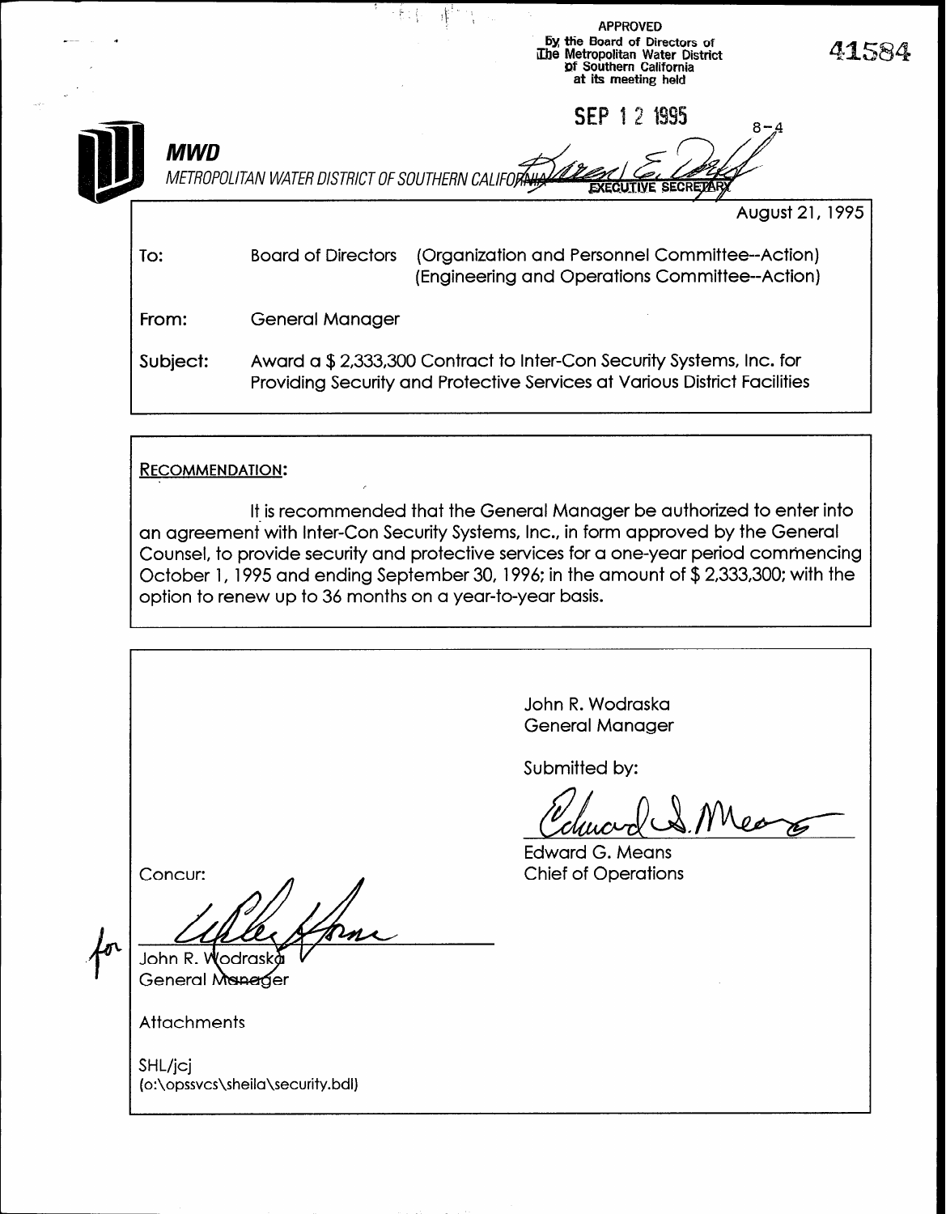APPROVED
by the Board of Directors of
The Metropolitan Water District
of Southern California
at its meeting held

SEP 12 1995

8-4

EXECUTIVE SECRETARY

41584

**MWD**

METROPOLITAN WATER DISTRICT OF SOUTHERN CALIFORNIA

August 21, 1995

To: Board of Directors (Organization and Personnel Committee--Action)
(Engineering and Operations Committee--Action)

From: General Manager

Subject: Award a $ 2,333,300 Contract to Inter-Con Security Systems, Inc. for Providing Security and Protective Services at Various District Facilities

RECOMMENDATION:

It is recommended that the General Manager be authorized to enter into an agreement with Inter-Con Security Systems, Inc., in form approved by the General Counsel, to provide security and protective services for a one-year period commencing October 1, 1995 and ending September 30, 1996; in the amount of $ 2,333,300; with the option to renew up to 36 months on a year-to-year basis.

John R. Wodraska
General Manager

Submitted by:

Edward G. Means
Chief of Operations

Concur:

for John R. Wodraska
General Manager

Attachments

SHL/jcj
(o:\opssvcs\sheila\security.bdl)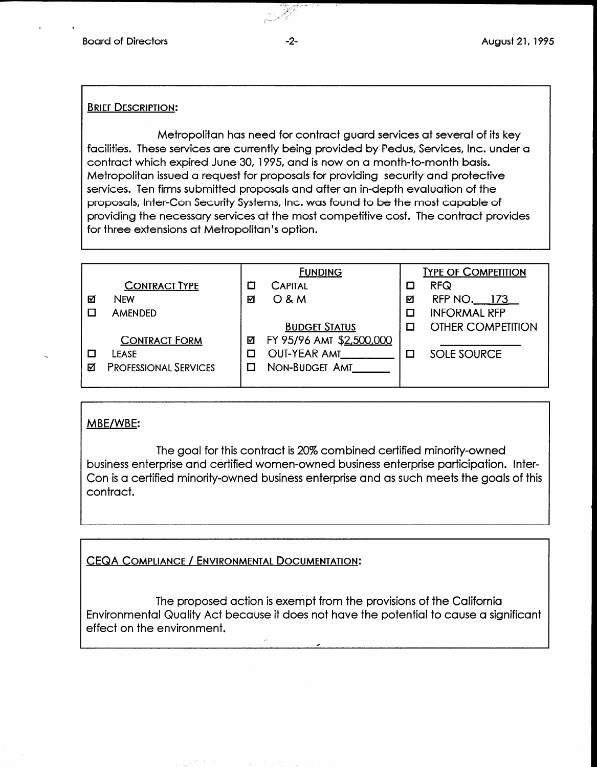## Brief Description:

Metropolitan has need for contract guard services at several of its key facilities. These services are currently being provided by Pedus, Services, Inc. under a contract which expired June 30, 1995, and is now on a month-to-month basis. Metropolitan issued a request for proposals for providing security and protective services. Ten firms submitted proposals and after an in-depth evaluation of the proposals, Inter-Con Security Systems, Inc. was found to be the most capable of providing the necessary services at the most competitive cost. The contract provides for three extensions at Metropolitan's option.

| Contract Type | Funding | Type of Competition |
|---|---|---|
| ☑ New | ☐ Capital | ☐ RFQ |
| ☐ Amended | ☑ O & M | ☑ RFP No. 173 |
| | | ☐ Informal RFP |
| **Contract Form** | **Budget Status** | ☐ Other Competition ________ |
| ☐ Lease | ☑ FY 95/96 Amt $2,500,000 | ☐ Sole Source |
| ☑ Professional Services | ☐ Out-Year Amt________ | |
| | ☐ Non-Budget Amt________ | |

## MBE/WBE:

The goal for this contract is 20% combined certified minority-owned business enterprise and certified women-owned business enterprise participation. Inter-Con is a certified minority-owned business enterprise and as such meets the goals of this contract.

## CEQA Compliance / Environmental Documentation:

The proposed action is exempt from the provisions of the California Environmental Quality Act because it does not have the potential to cause a significant effect on the environment.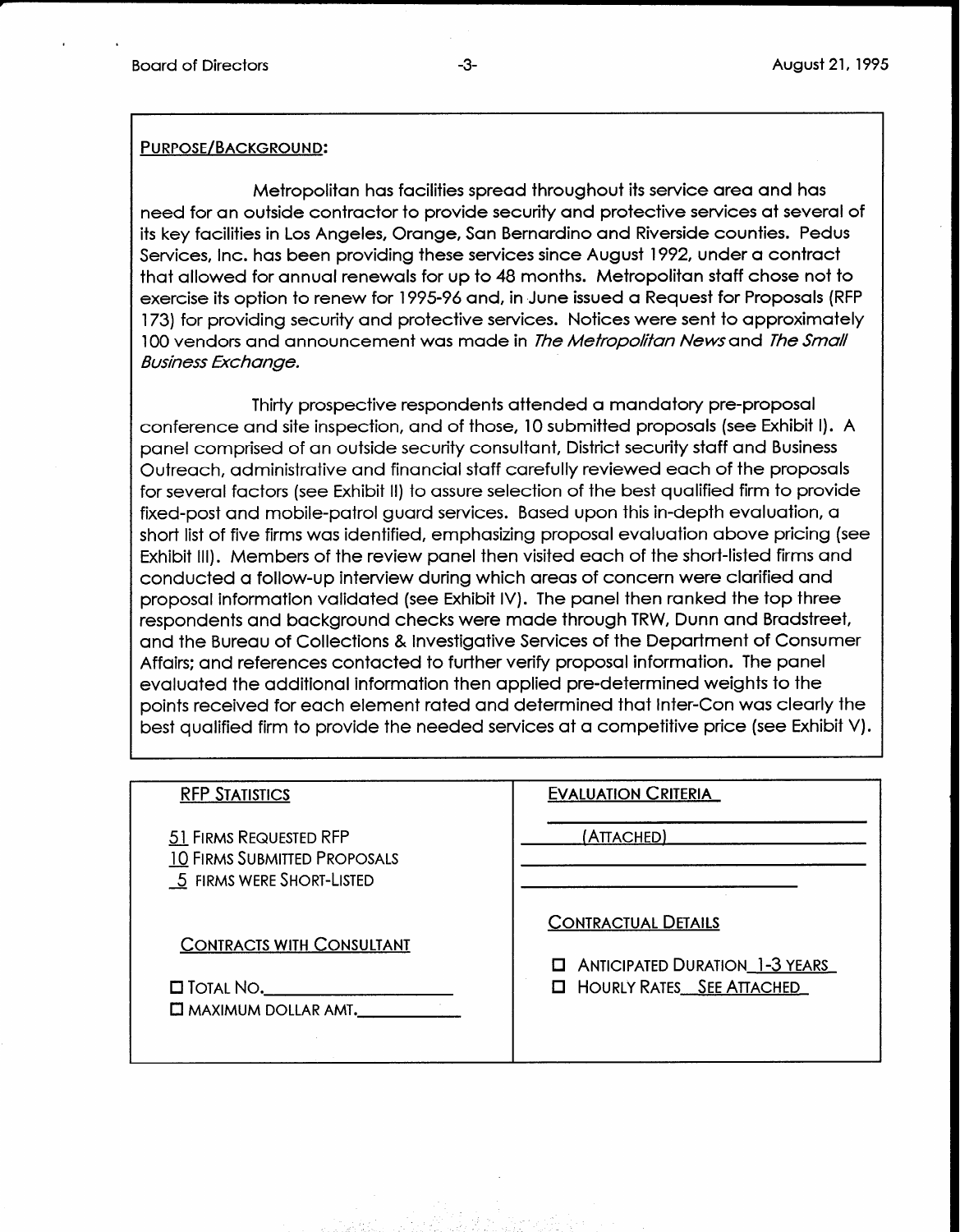PURPOSE/BACKGROUND:

Metropolitan has facilities spread throughout its service area and has need for an outside contractor to provide security and protective services at several of its key facilities in Los Angeles, Orange, San Bernardino and Riverside counties. Pedus Services, Inc. has been providing these services since August 1992, under a contract that allowed for annual renewals for up to 48 months. Metropolitan staff chose not to exercise its option to renew for 1995-96 and, in June issued a Request for Proposals (RFP 173) for providing security and protective services. Notices were sent to approximately 100 vendors and announcement was made in *The Metropolitan News* and *The Small Business Exchange.*

Thirty prospective respondents attended a mandatory pre-proposal conference and site inspection, and of those, 10 submitted proposals (see Exhibit I). A panel comprised of an outside security consultant, District security staff and Business Outreach, administrative and financial staff carefully reviewed each of the proposals for several factors (see Exhibit II) to assure selection of the best qualified firm to provide fixed-post and mobile-patrol guard services. Based upon this in-depth evaluation, a short list of five firms was identified, emphasizing proposal evaluation above pricing (see Exhibit III). Members of the review panel then visited each of the short-listed firms and conducted a follow-up interview during which areas of concern were clarified and proposal information validated (see Exhibit IV). The panel then ranked the top three respondents and background checks were made through TRW, Dunn and Bradstreet, and the Bureau of Collections & Investigative Services of the Department of Consumer Affairs; and references contacted to further verify proposal information. The panel evaluated the additional information then applied pre-determined weights to the points received for each element rated and determined that Inter-Con was clearly the best qualified firm to provide the needed services at a competitive price (see Exhibit V).

| RFP STATISTICS | EVALUATION CRITERIA |
|---|---|
| 51 FIRMS REQUESTED RFP<br>10 FIRMS SUBMITTED PROPOSALS<br>5 FIRMS WERE SHORT-LISTED | (ATTACHED) |
| CONTRACTS WITH CONSULTANT<br>☐ TOTAL NO. ______<br>☐ MAXIMUM DOLLAR AMT. ______ | CONTRACTUAL DETAILS<br>☐ ANTICIPATED DURATION 1-3 YEARS<br>☐ HOURLY RATES SEE ATTACHED |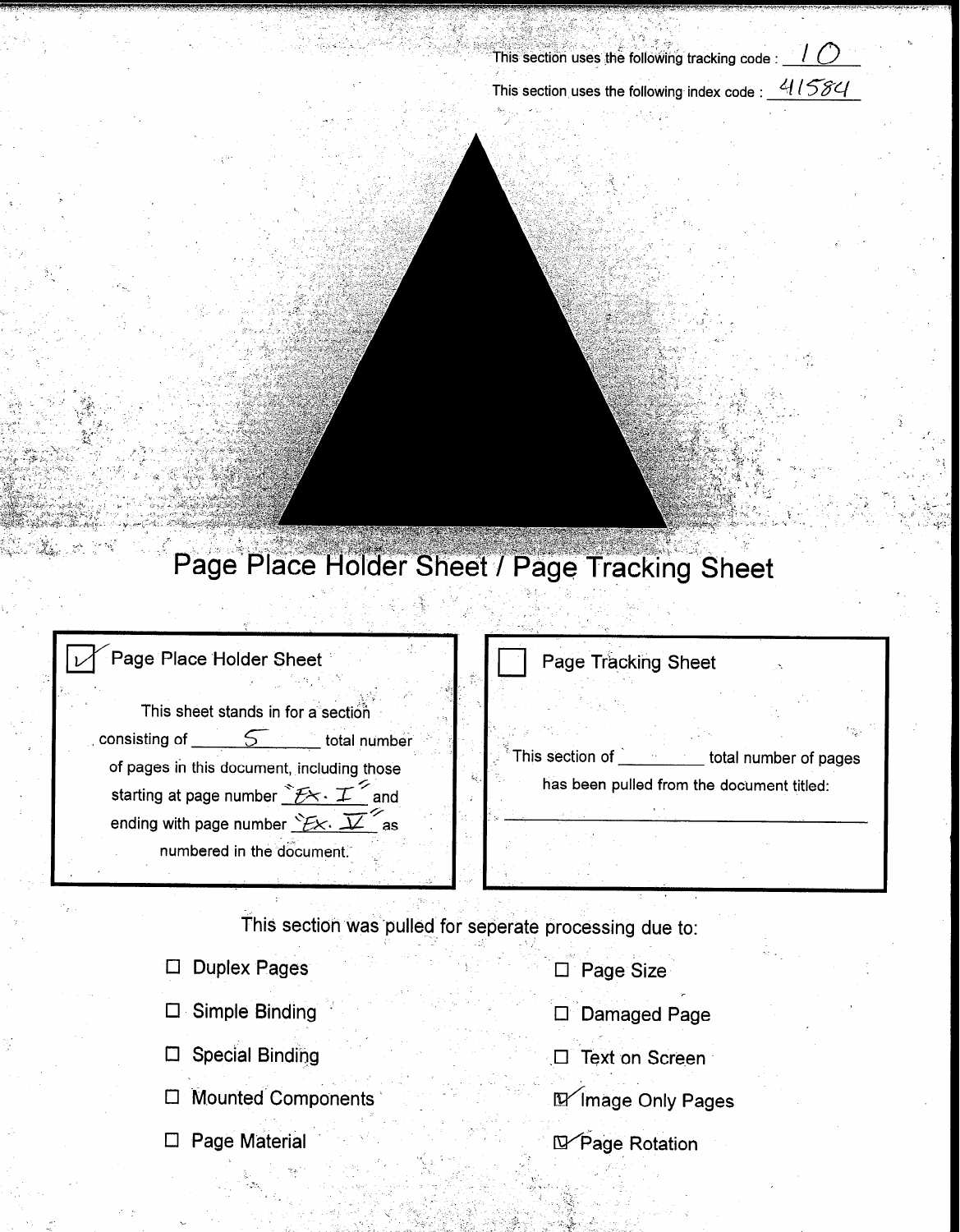This section uses the following tracking code : 10

This section uses the following index code : 41584

# Page Place Holder Sheet / Page Tracking Sheet

☑ Page Place Holder Sheet

This sheet stands in for a section consisting of 5 total number of pages in this document, including those starting at page number "Ex. I" and ending with page number "Ex. V" as numbered in the document.

☐ Page Tracking Sheet

This section of \_\_\_\_\_\_\_\_\_\_ total number of pages has been pulled from the document titled:

\_\_\_\_\_\_\_\_\_\_\_\_\_\_\_\_\_\_\_\_\_\_\_\_\_\_\_\_\_\_\_\_\_\_\_\_\_\_\_\_

This section was pulled for seperate processing due to:

- ☐ Duplex Pages
- ☐ Simple Binding
- ☐ Special Binding
- ☐ Mounted Components
- ☐ Page Material
- ☐ Page Size
- ☐ Damaged Page
- ☐ Text on Screen
- ☑ Image Only Pages
- ☑ Page Rotation